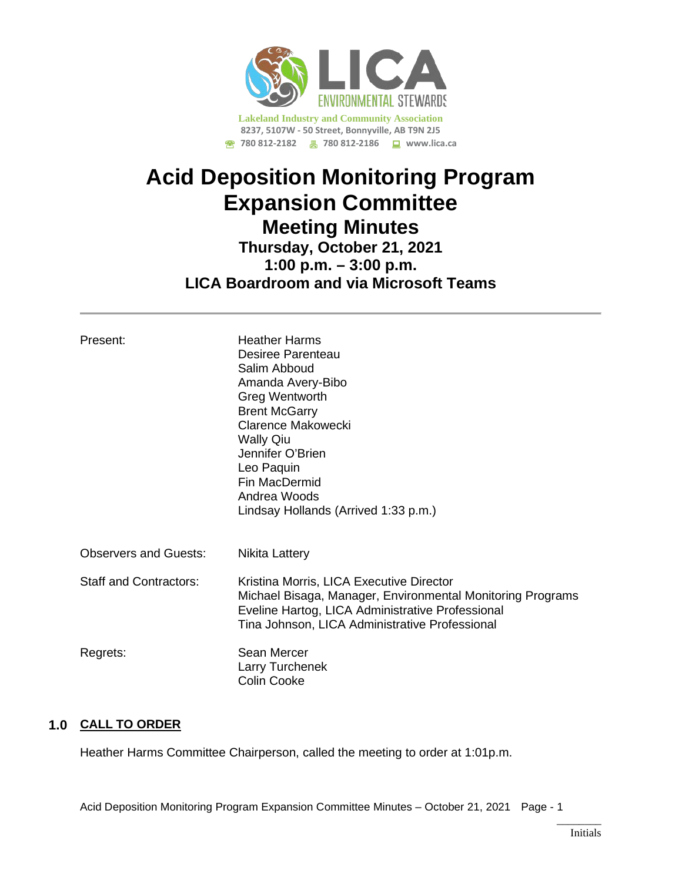Lakeland Industry and Community Association
8237, 5107W - 50 Street, Bonnyville, AB T9N 2J5
780 812-2182 780 812-2186 www.lica.ca

# Acid Deposition Monitoring Program Expansion Committee

## Meeting Minutes

### Thursday, October 21, 2021
### 1:00 p.m. – 3:00 p.m.
### LICA Boardroom and via Microsoft Teams

---

| | |
|---|---|
| Present: | Heather Harms<br>Desiree Parenteau<br>Salim Abboud<br>Amanda Avery-Bibo<br>Greg Wentworth<br>Brent McGarry<br>Clarence Makowecki<br>Wally Qiu<br>Jennifer O'Brien<br>Leo Paquin<br>Fin MacDermid<br>Andrea Woods<br>Lindsay Hollands (Arrived 1:33 p.m.) |
| Observers and Guests: | Nikita Lattery |
| Staff and Contractors: | Kristina Morris, LICA Executive Director<br>Michael Bisaga, Manager, Environmental Monitoring Programs<br>Eveline Hartog, LICA Administrative Professional<br>Tina Johnson, LICA Administrative Professional |
| Regrets: | Sean Mercer<br>Larry Turchenek<br>Colin Cooke |

## 1.0 CALL TO ORDER

Heather Harms Committee Chairperson, called the meeting to order at 1:01p.m.

Initials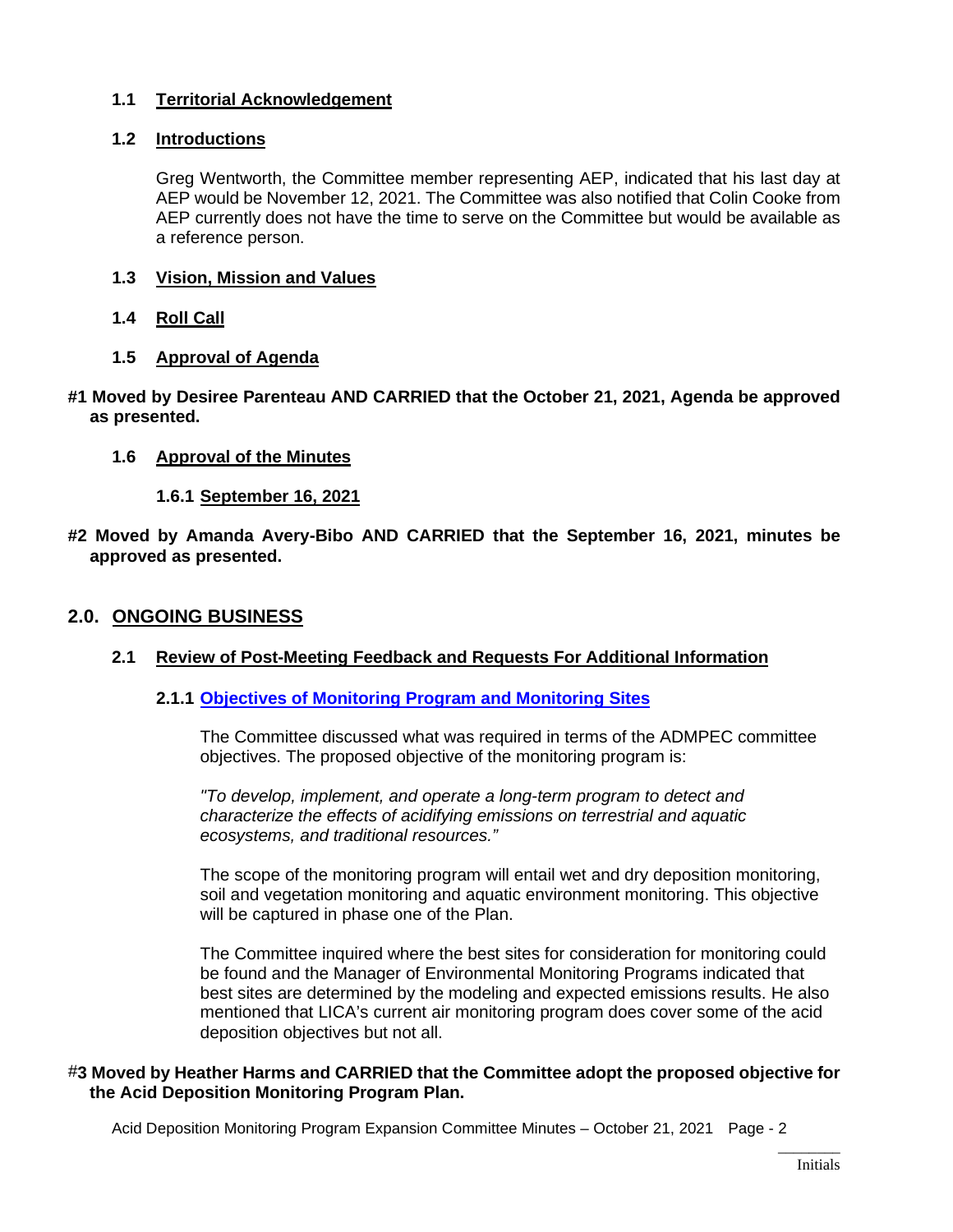### 1.1 Territorial Acknowledgement

### 1.2 Introductions

Greg Wentworth, the Committee member representing AEP, indicated that his last day at AEP would be November 12, 2021. The Committee was also notified that Colin Cooke from AEP currently does not have the time to serve on the Committee but would be available as a reference person.

### 1.3 Vision, Mission and Values

### 1.4 Roll Call

### 1.5 Approval of Agenda

**#1 Moved by Desiree Parenteau AND CARRIED that the October 21, 2021, Agenda be approved as presented.**

### 1.6 Approval of the Minutes

#### 1.6.1 September 16, 2021

**#2 Moved by Amanda Avery-Bibo AND CARRIED that the September 16, 2021, minutes be approved as presented.**

## 2.0. ONGOING BUSINESS

### 2.1 Review of Post-Meeting Feedback and Requests For Additional Information

#### 2.1.1 Objectives of Monitoring Program and Monitoring Sites

The Committee discussed what was required in terms of the ADMPEC committee objectives. The proposed objective of the monitoring program is:

*"To develop, implement, and operate a long-term program to detect and characterize the effects of acidifying emissions on terrestrial and aquatic ecosystems, and traditional resources."*

The scope of the monitoring program will entail wet and dry deposition monitoring, soil and vegetation monitoring and aquatic environment monitoring. This objective will be captured in phase one of the Plan.

The Committee inquired where the best sites for consideration for monitoring could be found and the Manager of Environmental Monitoring Programs indicated that best sites are determined by the modeling and expected emissions results. He also mentioned that LICA's current air monitoring program does cover some of the acid deposition objectives but not all.

**#3 Moved by Heather Harms and CARRIED that the Committee adopt the proposed objective for the Acid Deposition Monitoring Program Plan.**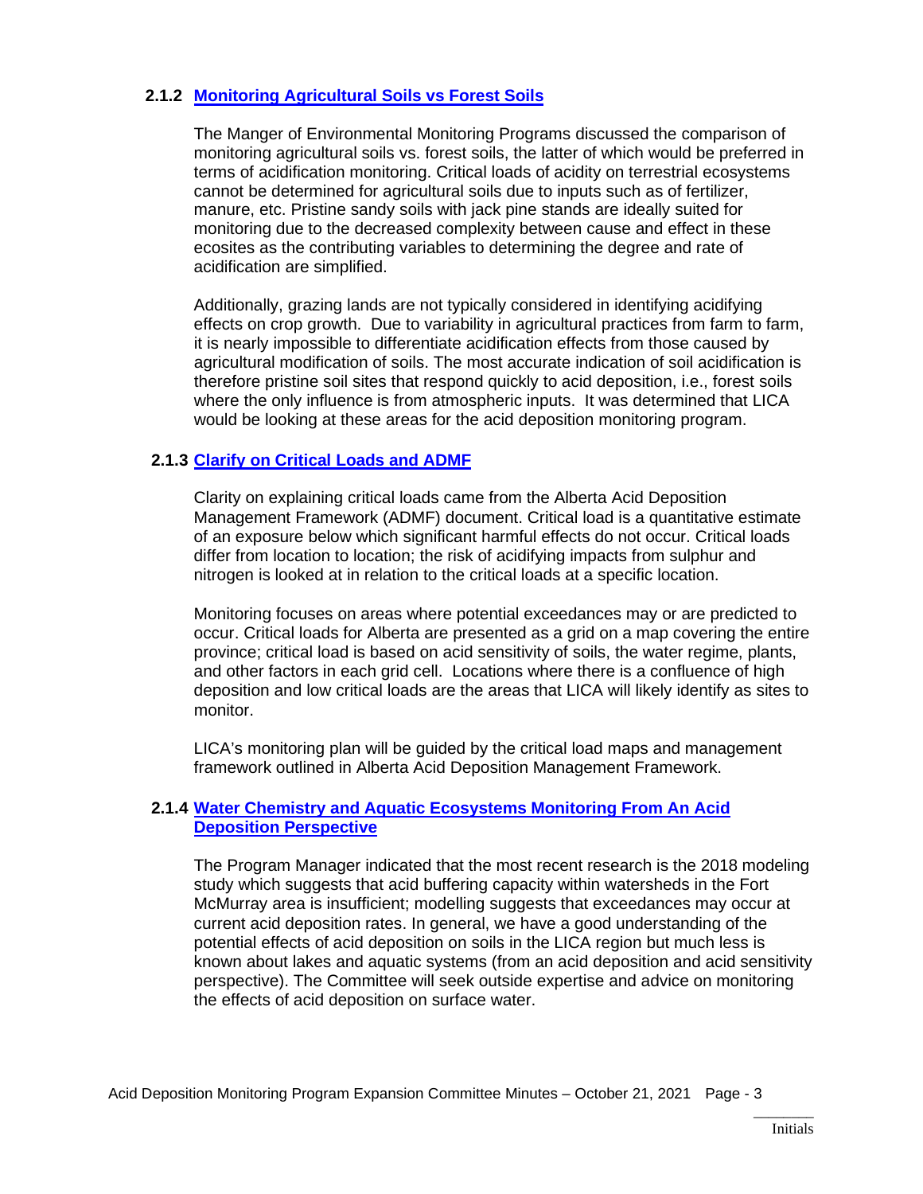### 2.1.2 Monitoring Agricultural Soils vs Forest Soils

The Manger of Environmental Monitoring Programs discussed the comparison of monitoring agricultural soils vs. forest soils, the latter of which would be preferred in terms of acidification monitoring. Critical loads of acidity on terrestrial ecosystems cannot be determined for agricultural soils due to inputs such as of fertilizer, manure, etc. Pristine sandy soils with jack pine stands are ideally suited for monitoring due to the decreased complexity between cause and effect in these ecosites as the contributing variables to determining the degree and rate of acidification are simplified.

Additionally, grazing lands are not typically considered in identifying acidifying effects on crop growth. Due to variability in agricultural practices from farm to farm, it is nearly impossible to differentiate acidification effects from those caused by agricultural modification of soils. The most accurate indication of soil acidification is therefore pristine soil sites that respond quickly to acid deposition, i.e., forest soils where the only influence is from atmospheric inputs. It was determined that LICA would be looking at these areas for the acid deposition monitoring program.

### 2.1.3 Clarify on Critical Loads and ADMF

Clarity on explaining critical loads came from the Alberta Acid Deposition Management Framework (ADMF) document. Critical load is a quantitative estimate of an exposure below which significant harmful effects do not occur. Critical loads differ from location to location; the risk of acidifying impacts from sulphur and nitrogen is looked at in relation to the critical loads at a specific location.

Monitoring focuses on areas where potential exceedances may or are predicted to occur. Critical loads for Alberta are presented as a grid on a map covering the entire province; critical load is based on acid sensitivity of soils, the water regime, plants, and other factors in each grid cell. Locations where there is a confluence of high deposition and low critical loads are the areas that LICA will likely identify as sites to monitor.

LICA's monitoring plan will be guided by the critical load maps and management framework outlined in Alberta Acid Deposition Management Framework.

### 2.1.4 Water Chemistry and Aquatic Ecosystems Monitoring From An Acid Deposition Perspective

The Program Manager indicated that the most recent research is the 2018 modeling study which suggests that acid buffering capacity within watersheds in the Fort McMurray area is insufficient; modelling suggests that exceedances may occur at current acid deposition rates. In general, we have a good understanding of the potential effects of acid deposition on soils in the LICA region but much less is known about lakes and aquatic systems (from an acid deposition and acid sensitivity perspective). The Committee will seek outside expertise and advice on monitoring the effects of acid deposition on surface water.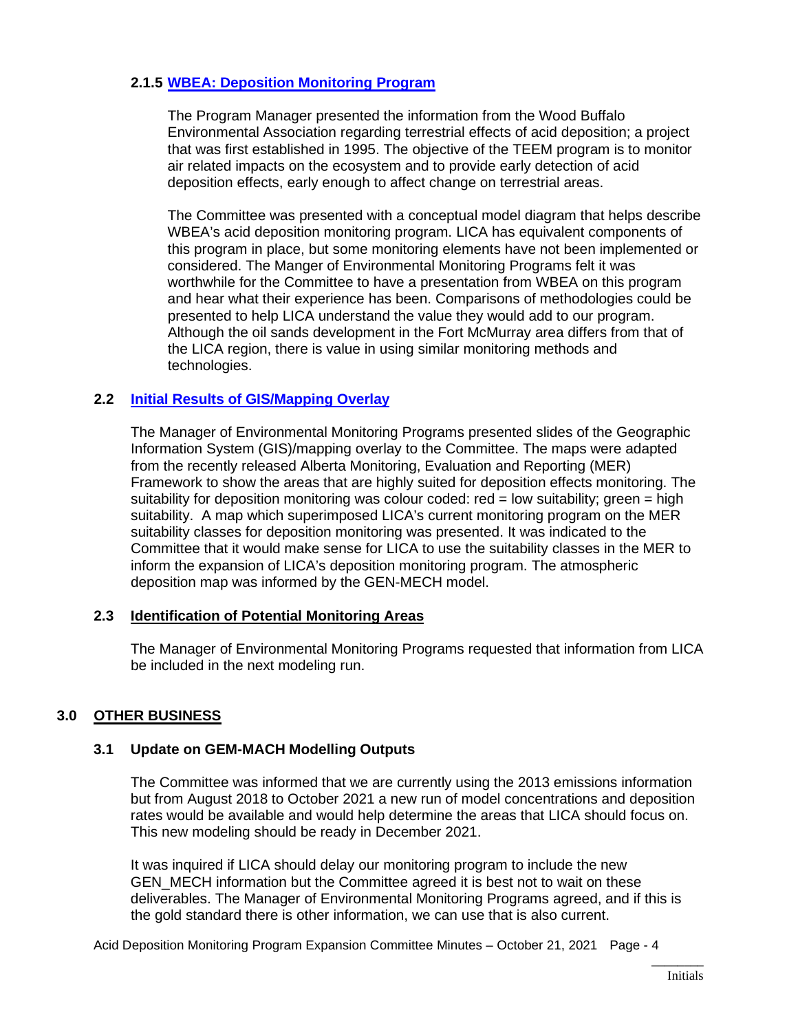#### 2.1.5 [WBEA: Deposition Monitoring Program]

The Program Manager presented the information from the Wood Buffalo Environmental Association regarding terrestrial effects of acid deposition; a project that was first established in 1995. The objective of the TEEM program is to monitor air related impacts on the ecosystem and to provide early detection of acid deposition effects, early enough to affect change on terrestrial areas.

The Committee was presented with a conceptual model diagram that helps describe WBEA's acid deposition monitoring program. LICA has equivalent components of this program in place, but some monitoring elements have not been implemented or considered. The Manger of Environmental Monitoring Programs felt it was worthwhile for the Committee to have a presentation from WBEA on this program and hear what their experience has been. Comparisons of methodologies could be presented to help LICA understand the value they would add to our program. Although the oil sands development in the Fort McMurray area differs from that of the LICA region, there is value in using similar monitoring methods and technologies.

### 2.2 [Initial Results of GIS/Mapping Overlay]

The Manager of Environmental Monitoring Programs presented slides of the Geographic Information System (GIS)/mapping overlay to the Committee. The maps were adapted from the recently released Alberta Monitoring, Evaluation and Reporting (MER) Framework to show the areas that are highly suited for deposition effects monitoring. The suitability for deposition monitoring was colour coded: red = low suitability; green = high suitability. A map which superimposed LICA's current monitoring program on the MER suitability classes for deposition monitoring was presented. It was indicated to the Committee that it would make sense for LICA to use the suitability classes in the MER to inform the expansion of LICA's deposition monitoring program. The atmospheric deposition map was informed by the GEN-MECH model.

### 2.3 Identification of Potential Monitoring Areas

The Manager of Environmental Monitoring Programs requested that information from LICA be included in the next modeling run.

## 3.0 OTHER BUSINESS

### 3.1 Update on GEM-MACH Modelling Outputs

The Committee was informed that we are currently using the 2013 emissions information but from August 2018 to October 2021 a new run of model concentrations and deposition rates would be available and would help determine the areas that LICA should focus on. This new modeling should be ready in December 2021.

It was inquired if LICA should delay our monitoring program to include the new GEN_MECH information but the Committee agreed it is best not to wait on these deliverables. The Manager of Environmental Monitoring Programs agreed, and if this is the gold standard there is other information, we can use that is also current.

Initials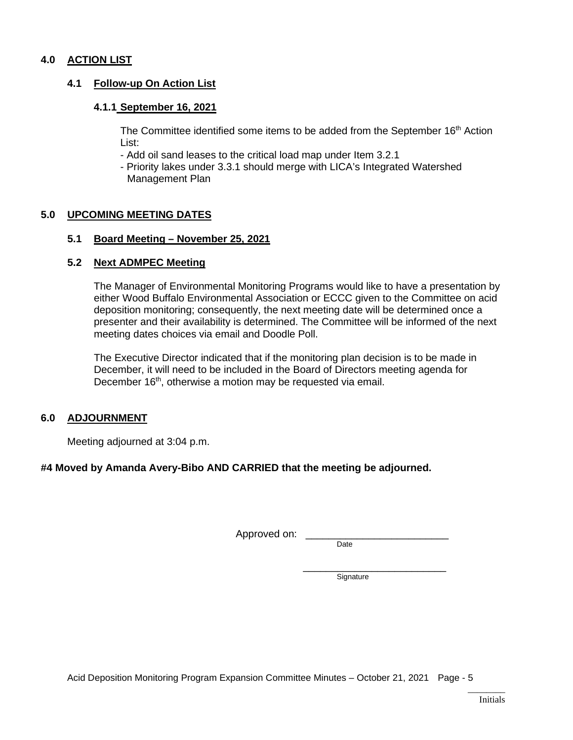## 4.0 ACTION LIST

### 4.1 Follow-up On Action List

#### 4.1.1 September 16, 2021

The Committee identified some items to be added from the September 16th Action List:

- Add oil sand leases to the critical load map under Item 3.2.1
- Priority lakes under 3.3.1 should merge with LICA's Integrated Watershed Management Plan

## 5.0 UPCOMING MEETING DATES

### 5.1 Board Meeting – November 25, 2021

### 5.2 Next ADMPEC Meeting

The Manager of Environmental Monitoring Programs would like to have a presentation by either Wood Buffalo Environmental Association or ECCC given to the Committee on acid deposition monitoring; consequently, the next meeting date will be determined once a presenter and their availability is determined. The Committee will be informed of the next meeting dates choices via email and Doodle Poll.

The Executive Director indicated that if the monitoring plan decision is to be made in December, it will need to be included in the Board of Directors meeting agenda for December 16th, otherwise a motion may be requested via email.

## 6.0 ADJOURNMENT

Meeting adjourned at 3:04 p.m.

**#4 Moved by Amanda Avery-Bibo AND CARRIED that the meeting be adjourned.**

Approved on: ________________________
Date

________________________
Signature

Acid Deposition Monitoring Program Expansion Committee Minutes – October 21, 2021

________
Initials